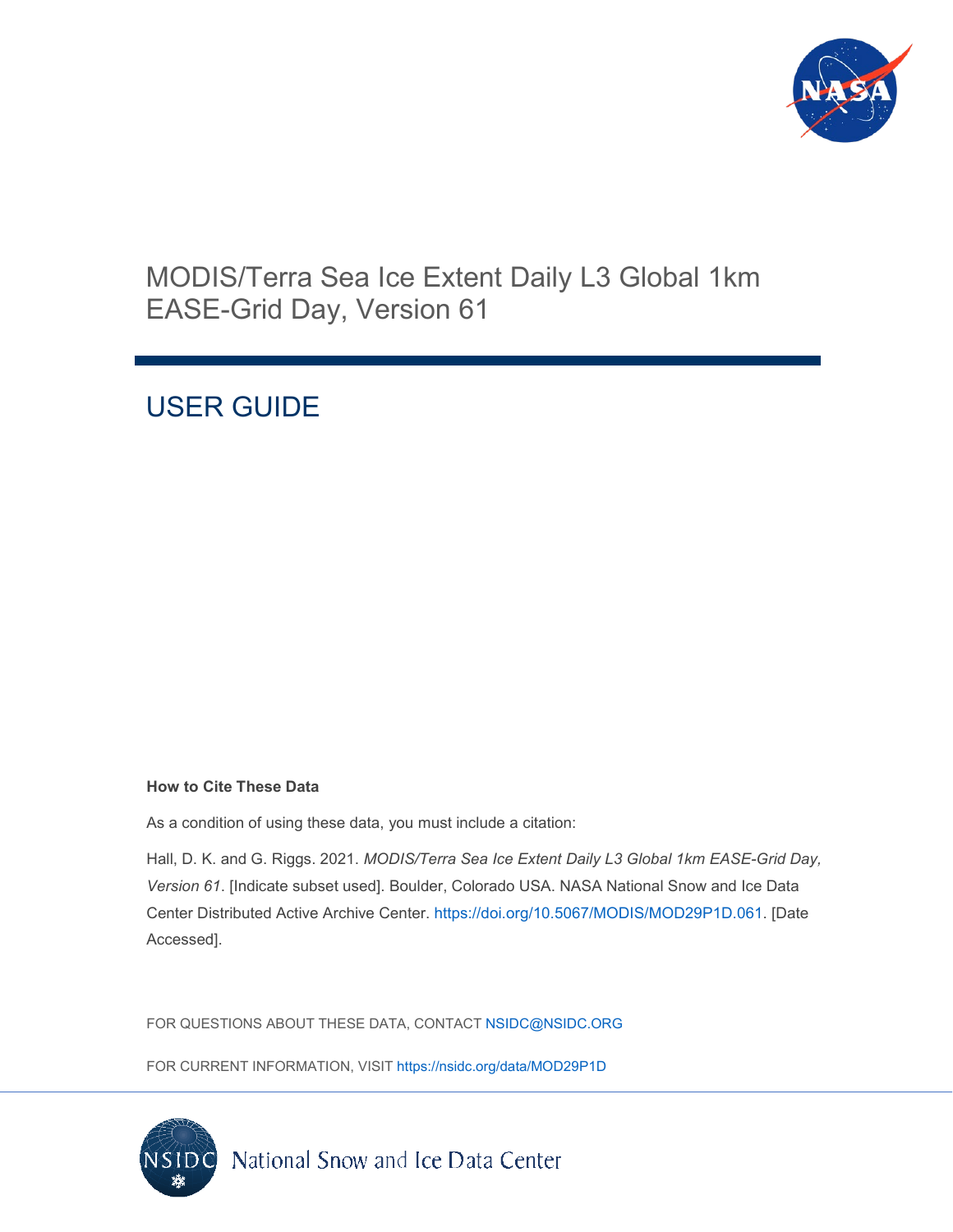# MODIS/Terra Sea Ice Extent Daily L3 Global 1km EASE-Grid Day, Version 61

## USER GUIDE

**How to Cite These Data**

As a condition of using these data, you must include a citation:

Hall, D. K. and G. Riggs. 2021. *MODIS/Terra Sea Ice Extent Daily L3 Global 1km EASE-Grid Day, Version 61*. [Indicate subset used]. Boulder, Colorado USA. NASA National Snow and Ice Data Center Distributed Active Archive Center. https://doi.org/10.5067/MODIS/MOD29P1D.061. [Date Accessed].

FOR QUESTIONS ABOUT THESE DATA, CONTACT NSIDC@NSIDC.ORG

FOR CURRENT INFORMATION, VISIT https://nsidc.org/data/MOD29P1D

National Snow and Ice Data Center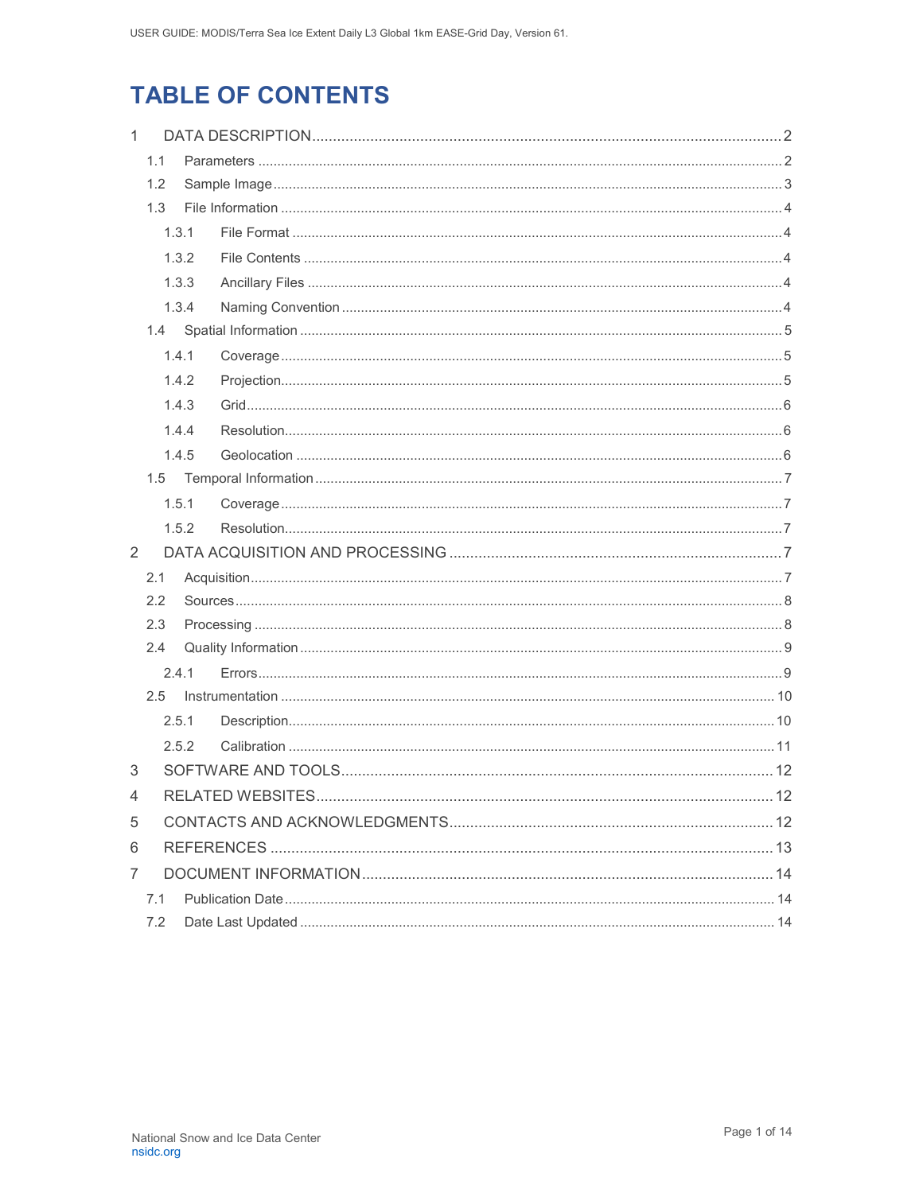# TABLE OF CONTENTS

1 DATA DESCRIPTION ........ 2
- 1.1 Parameters ........ 2
- 1.2 Sample Image ........ 3
- 1.3 File Information ........ 4
  - 1.3.1 File Format ........ 4
  - 1.3.2 File Contents ........ 4
  - 1.3.3 Ancillary Files ........ 4
  - 1.3.4 Naming Convention ........ 4
- 1.4 Spatial Information ........ 5
  - 1.4.1 Coverage ........ 5
  - 1.4.2 Projection ........ 5
  - 1.4.3 Grid ........ 6
  - 1.4.4 Resolution ........ 6
  - 1.4.5 Geolocation ........ 6
- 1.5 Temporal Information ........ 7
  - 1.5.1 Coverage ........ 7
  - 1.5.2 Resolution ........ 7

2 DATA ACQUISITION AND PROCESSING ........ 7
- 2.1 Acquisition ........ 7
- 2.2 Sources ........ 8
- 2.3 Processing ........ 8
- 2.4 Quality Information ........ 9
  - 2.4.1 Errors ........ 9
- 2.5 Instrumentation ........ 10
  - 2.5.1 Description ........ 10
  - 2.5.2 Calibration ........ 11

3 SOFTWARE AND TOOLS ........ 12

4 RELATED WEBSITES ........ 12

5 CONTACTS AND ACKNOWLEDGMENTS ........ 12

6 REFERENCES ........ 13

7 DOCUMENT INFORMATION ........ 14
- 7.1 Publication Date ........ 14
- 7.2 Date Last Updated ........ 14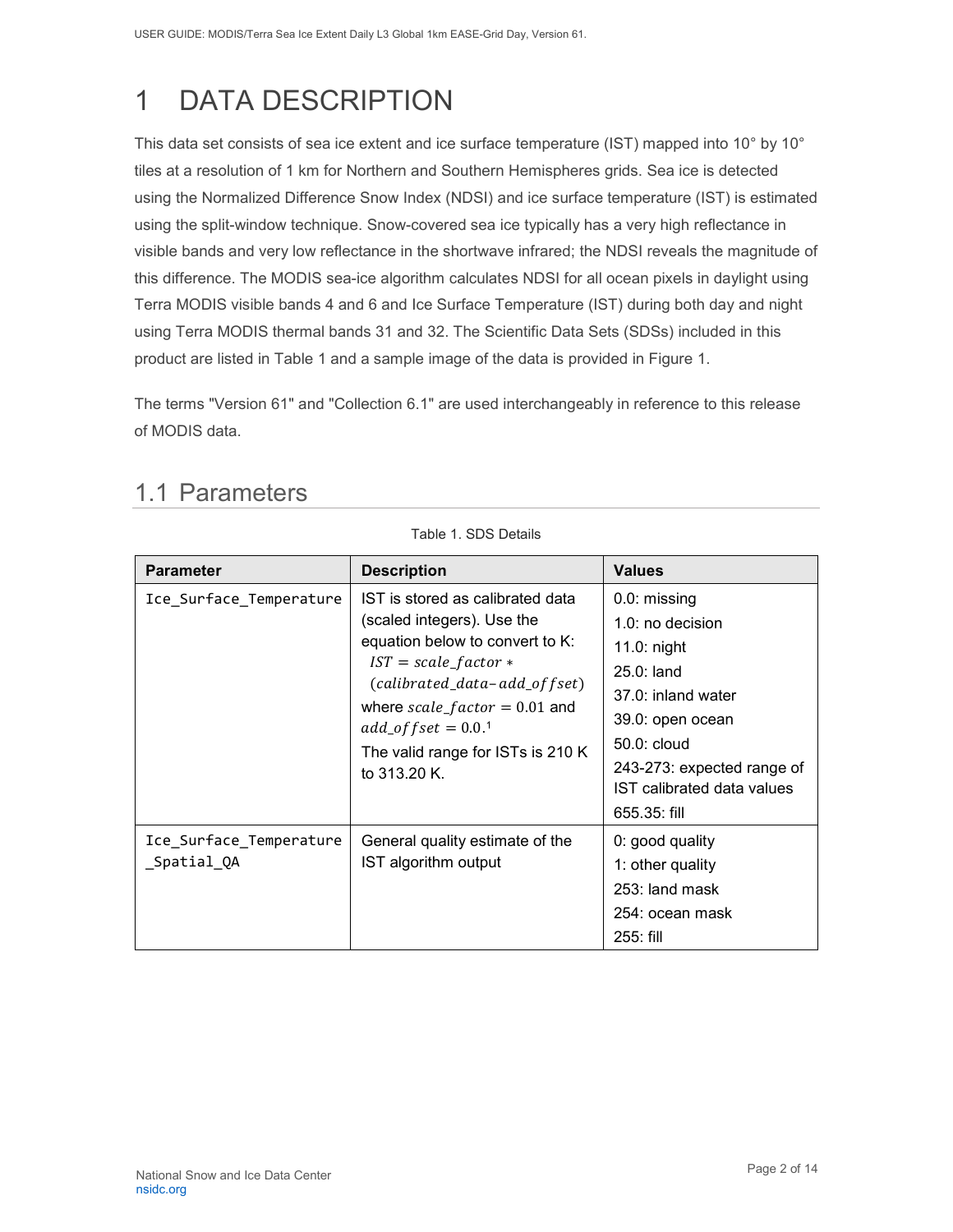# 1 DATA DESCRIPTION

This data set consists of sea ice extent and ice surface temperature (IST) mapped into 10° by 10° tiles at a resolution of 1 km for Northern and Southern Hemispheres grids. Sea ice is detected using the Normalized Difference Snow Index (NDSI) and ice surface temperature (IST) is estimated using the split-window technique. Snow-covered sea ice typically has a very high reflectance in visible bands and very low reflectance in the shortwave infrared; the NDSI reveals the magnitude of this difference. The MODIS sea-ice algorithm calculates NDSI for all ocean pixels in daylight using Terra MODIS visible bands 4 and 6 and Ice Surface Temperature (IST) during both day and night using Terra MODIS thermal bands 31 and 32. The Scientific Data Sets (SDSs) included in this product are listed in Table 1 and a sample image of the data is provided in Figure 1.

The terms "Version 61" and "Collection 6.1" are used interchangeably in reference to this release of MODIS data.

## 1.1 Parameters

Table 1. SDS Details

| Parameter | Description | Values |
| --- | --- | --- |
| Ice_Surface_Temperature | IST is stored as calibrated data (scaled integers). Use the equation below to convert to K: $IST = scale\_factor * (calibrated\_data - add\_offset)$ where $scale\_factor = 0.01$ and $add\_offset = 0.0$.[1] The valid range for ISTs is 210 K to 313.20 K. | 0.0: missing<br>1.0: no decision<br>11.0: night<br>25.0: land<br>37.0: inland water<br>39.0: open ocean<br>50.0: cloud<br>243-273: expected range of IST calibrated data values<br>655.35: fill |
| Ice_Surface_Temperature_Spatial_QA | General quality estimate of the IST algorithm output | 0: good quality<br>1: other quality<br>253: land mask<br>254: ocean mask<br>255: fill |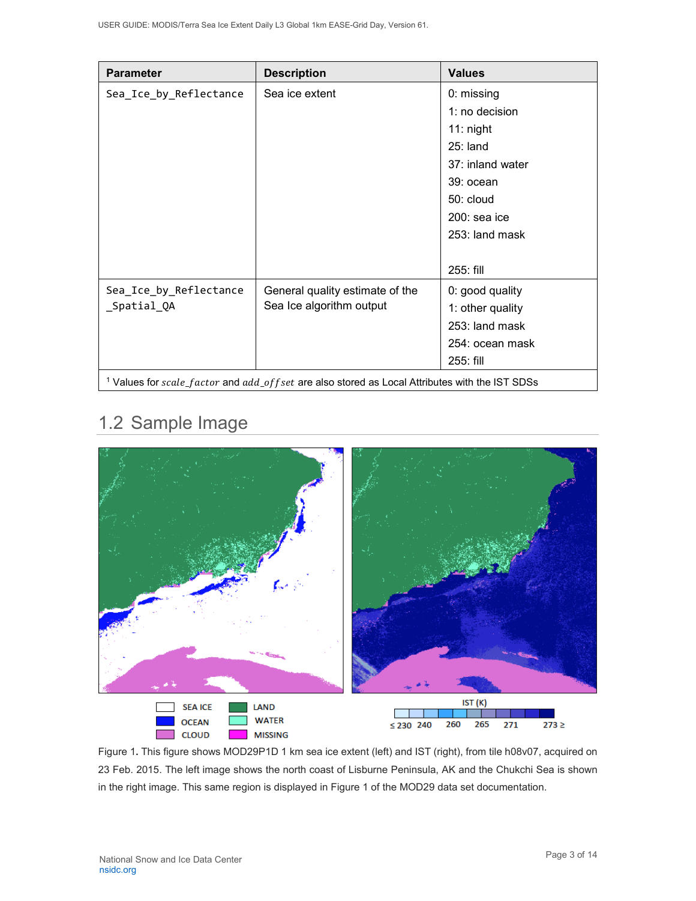| Parameter | Description | Values |
|---|---|---|
| Sea_Ice_by_Reflectance | Sea ice extent | 0: missing<br>1: no decision<br>11: night<br>25: land<br>37: inland water<br>39: ocean<br>50: cloud<br>200: sea ice<br>253: land mask<br><br>255: fill |
| Sea_Ice_by_Reflectance_Spatial_QA | General quality estimate of the Sea Ice algorithm output | 0: good quality<br>1: other quality<br>253: land mask<br>254: ocean mask<br>255: fill |
| [1] Values for $scale\_factor$ and $add\_offset$ are also stored as Local Attributes with the IST SDSs | | |

## 1.2 Sample Image

Figure 1. This figure shows MOD29P1D 1 km sea ice extent (left) and IST (right), from tile h08v07, acquired on 23 Feb. 2015. The left image shows the north coast of Lisburne Peninsula, AK and the Chukchi Sea is shown in the right image. This same region is displayed in Figure 1 of the MOD29 data set documentation.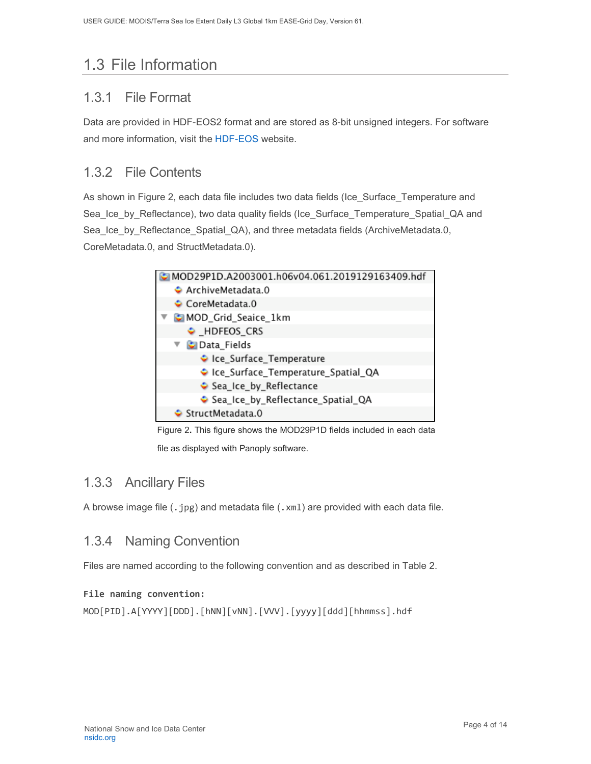## 1.3 File Information

### 1.3.1 File Format

Data are provided in HDF-EOS2 format and are stored as 8-bit unsigned integers. For software and more information, visit the HDF-EOS website.

### 1.3.2 File Contents

As shown in Figure 2, each data file includes two data fields (Ice_Surface_Temperature and Sea_Ice_by_Reflectance), two data quality fields (Ice_Surface_Temperature_Spatial_QA and Sea_Ice_by_Reflectance_Spatial_QA), and three metadata fields (ArchiveMetadata.0, CoreMetadata.0, and StructMetadata.0).

```
MOD29P1D.A2003001.h06v04.061.2019129163409.hdf
    ArchiveMetadata.0
    CoreMetadata.0
  ▼ MOD_Grid_Seaice_1km
      _HDFEOS_CRS
    ▼ Data_Fields
        Ice_Surface_Temperature
        Ice_Surface_Temperature_Spatial_QA
        Sea_Ice_by_Reflectance
        Sea_Ice_by_Reflectance_Spatial_QA
    StructMetadata.0
```

Figure 2. This figure shows the MOD29P1D fields included in each data file as displayed with Panoply software.

### 1.3.3 Ancillary Files

A browse image file (`.jpg`) and metadata file (`.xml`) are provided with each data file.

### 1.3.4 Naming Convention

Files are named according to the following convention and as described in Table 2.

**File naming convention:**

```
MOD[PID].A[YYYY][DDD].[hNN][vNN].[VVV].[yyyy][ddd][hhmmss].hdf
```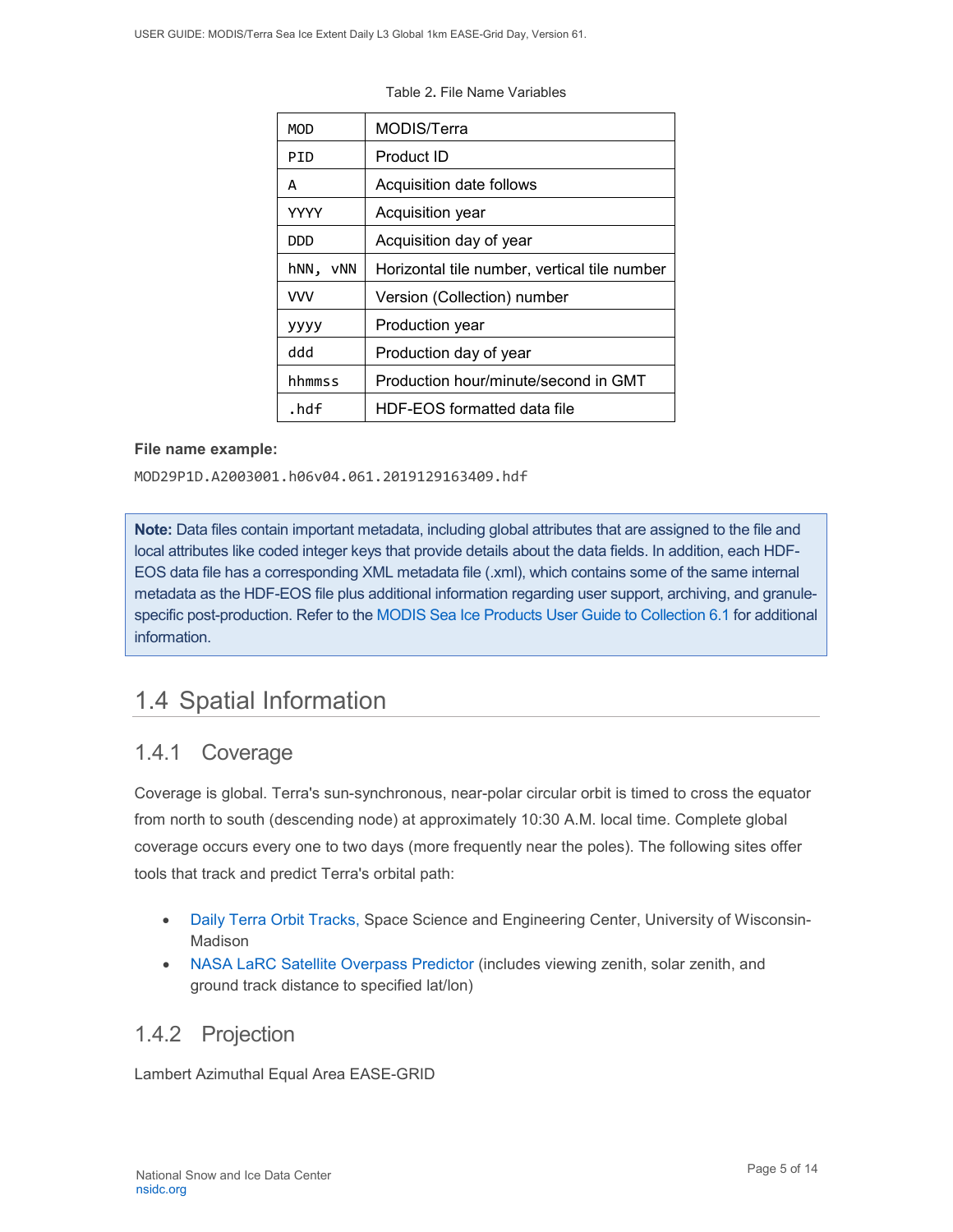Table 2. File Name Variables

| | |
|---|---|
| MOD | MODIS/Terra |
| PID | Product ID |
| A | Acquisition date follows |
| YYYY | Acquisition year |
| DDD | Acquisition day of year |
| hNN, vNN | Horizontal tile number, vertical tile number |
| VVV | Version (Collection) number |
| yyyy | Production year |
| ddd | Production day of year |
| hhmmss | Production hour/minute/second in GMT |
| .hdf | HDF-EOS formatted data file |

**File name example:**

```
MOD29P1D.A2003001.h06v04.061.2019129163409.hdf
```

**Note:** Data files contain important metadata, including global attributes that are assigned to the file and local attributes like coded integer keys that provide details about the data fields. In addition, each HDF-EOS data file has a corresponding XML metadata file (.xml), which contains some of the same internal metadata as the HDF-EOS file plus additional information regarding user support, archiving, and granule-specific post-production. Refer to the MODIS Sea Ice Products User Guide to Collection 6.1 for additional information.

## 1.4 Spatial Information

### 1.4.1 Coverage

Coverage is global. Terra's sun-synchronous, near-polar circular orbit is timed to cross the equator from north to south (descending node) at approximately 10:30 A.M. local time. Complete global coverage occurs every one to two days (more frequently near the poles). The following sites offer tools that track and predict Terra's orbital path:

- Daily Terra Orbit Tracks, Space Science and Engineering Center, University of Wisconsin-Madison
- NASA LaRC Satellite Overpass Predictor (includes viewing zenith, solar zenith, and ground track distance to specified lat/lon)

### 1.4.2 Projection

Lambert Azimuthal Equal Area EASE-GRID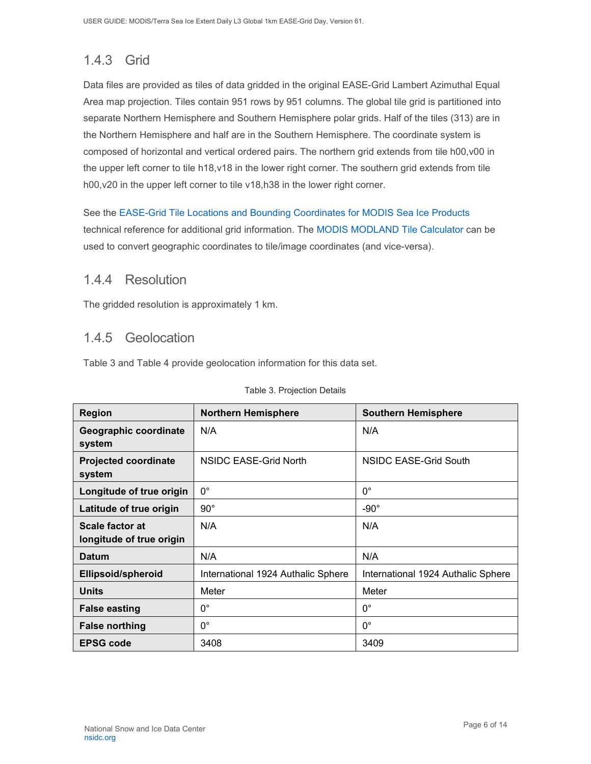### 1.4.3 Grid

Data files are provided as tiles of data gridded in the original EASE-Grid Lambert Azimuthal Equal Area map projection. Tiles contain 951 rows by 951 columns. The global tile grid is partitioned into separate Northern Hemisphere and Southern Hemisphere polar grids. Half of the tiles (313) are in the Northern Hemisphere and half are in the Southern Hemisphere. The coordinate system is composed of horizontal and vertical ordered pairs. The northern grid extends from tile h00,v00 in the upper left corner to tile h18,v18 in the lower right corner. The southern grid extends from tile h00,v20 in the upper left corner to tile v18,h38 in the lower right corner.

See the EASE-Grid Tile Locations and Bounding Coordinates for MODIS Sea Ice Products technical reference for additional grid information. The MODIS MODLAND Tile Calculator can be used to convert geographic coordinates to tile/image coordinates (and vice-versa).

### 1.4.4 Resolution

The gridded resolution is approximately 1 km.

### 1.4.5 Geolocation

Table 3 and Table 4 provide geolocation information for this data set.

Table 3. Projection Details

| Region | Northern Hemisphere | Southern Hemisphere |
|---|---|---|
| **Geographic coordinate system** | N/A | N/A |
| **Projected coordinate system** | NSIDC EASE-Grid North | NSIDC EASE-Grid South |
| **Longitude of true origin** | 0° | 0° |
| **Latitude of true origin** | 90° | -90° |
| **Scale factor at longitude of true origin** | N/A | N/A |
| **Datum** | N/A | N/A |
| **Ellipsoid/spheroid** | International 1924 Authalic Sphere | International 1924 Authalic Sphere |
| **Units** | Meter | Meter |
| **False easting** | 0° | 0° |
| **False northing** | 0° | 0° |
| **EPSG code** | 3408 | 3409 |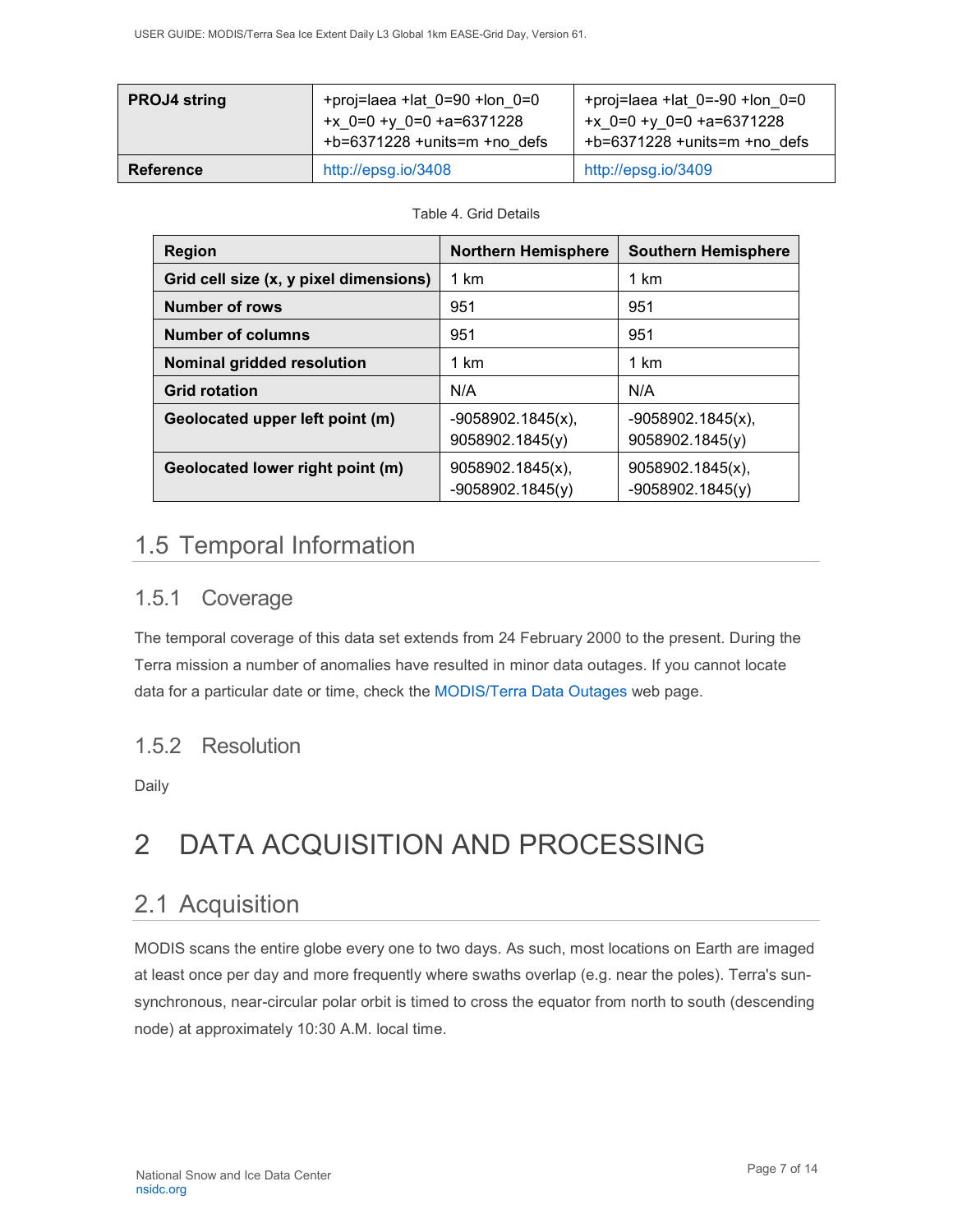| PROJ4 string | +proj=laea +lat_0=90 +lon_0=0 +x_0=0 +y_0=0 +a=6371228 +b=6371228 +units=m +no_defs | +proj=laea +lat_0=-90 +lon_0=0 +x_0=0 +y_0=0 +a=6371228 +b=6371228 +units=m +no_defs |
|---|---|---|
| Reference | http://epsg.io/3408 | http://epsg.io/3409 |

Table 4. Grid Details

| Region | Northern Hemisphere | Southern Hemisphere |
|---|---|---|
| Grid cell size (x, y pixel dimensions) | 1 km | 1 km |
| Number of rows | 951 | 951 |
| Number of columns | 951 | 951 |
| Nominal gridded resolution | 1 km | 1 km |
| Grid rotation | N/A | N/A |
| Geolocated upper left point (m) | -9058902.1845(x), 9058902.1845(y) | -9058902.1845(x), 9058902.1845(y) |
| Geolocated lower right point (m) | 9058902.1845(x), -9058902.1845(y) | 9058902.1845(x), -9058902.1845(y) |

## 1.5 Temporal Information

### 1.5.1 Coverage

The temporal coverage of this data set extends from 24 February 2000 to the present. During the Terra mission a number of anomalies have resulted in minor data outages. If you cannot locate data for a particular date or time, check the MODIS/Terra Data Outages web page.

### 1.5.2 Resolution

Daily

# 2 DATA ACQUISITION AND PROCESSING

## 2.1 Acquisition

MODIS scans the entire globe every one to two days. As such, most locations on Earth are imaged at least once per day and more frequently where swaths overlap (e.g. near the poles). Terra's sun-synchronous, near-circular polar orbit is timed to cross the equator from north to south (descending node) at approximately 10:30 A.M. local time.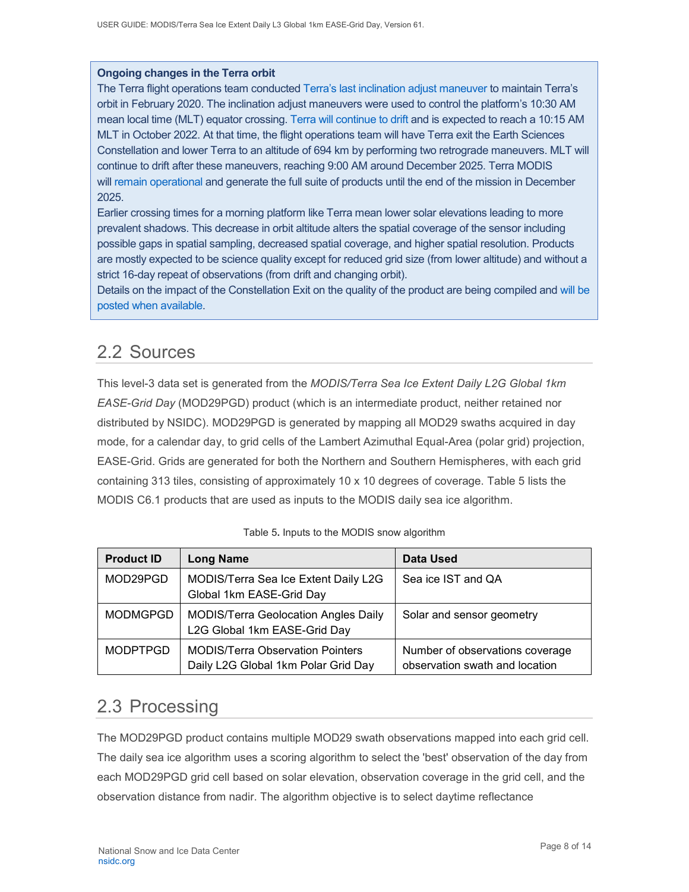**Ongoing changes in the Terra orbit**

The Terra flight operations team conducted Terra's last inclination adjust maneuver to maintain Terra's orbit in February 2020. The inclination adjust maneuvers were used to control the platform's 10:30 AM mean local time (MLT) equator crossing. Terra will continue to drift and is expected to reach a 10:15 AM MLT in October 2022. At that time, the flight operations team will have Terra exit the Earth Sciences Constellation and lower Terra to an altitude of 694 km by performing two retrograde maneuvers. MLT will continue to drift after these maneuvers, reaching 9:00 AM around December 2025. Terra MODIS will remain operational and generate the full suite of products until the end of the mission in December 2025.

Earlier crossing times for a morning platform like Terra mean lower solar elevations leading to more prevalent shadows. This decrease in orbit altitude alters the spatial coverage of the sensor including possible gaps in spatial sampling, decreased spatial coverage, and higher spatial resolution. Products are mostly expected to be science quality except for reduced grid size (from lower altitude) and without a strict 16-day repeat of observations (from drift and changing orbit).

Details on the impact of the Constellation Exit on the quality of the product are being compiled and will be posted when available.

## 2.2 Sources

This level-3 data set is generated from the *MODIS/Terra Sea Ice Extent Daily L2G Global 1km EASE-Grid Day* (MOD29PGD) product (which is an intermediate product, neither retained nor distributed by NSIDC). MOD29PGD is generated by mapping all MOD29 swaths acquired in day mode, for a calendar day, to grid cells of the Lambert Azimuthal Equal-Area (polar grid) projection, EASE-Grid. Grids are generated for both the Northern and Southern Hemispheres, with each grid containing 313 tiles, consisting of approximately 10 x 10 degrees of coverage. Table 5 lists the MODIS C6.1 products that are used as inputs to the MODIS daily sea ice algorithm.

Table 5. Inputs to the MODIS snow algorithm

| Product ID | Long Name | Data Used |
|---|---|---|
| MOD29PGD | MODIS/Terra Sea Ice Extent Daily L2G Global 1km EASE-Grid Day | Sea ice IST and QA |
| MODMGPGD | MODIS/Terra Geolocation Angles Daily L2G Global 1km EASE-Grid Day | Solar and sensor geometry |
| MODPTPGD | MODIS/Terra Observation Pointers Daily L2G Global 1km Polar Grid Day | Number of observations coverage observation swath and location |

## 2.3 Processing

The MOD29PGD product contains multiple MOD29 swath observations mapped into each grid cell. The daily sea ice algorithm uses a scoring algorithm to select the 'best' observation of the day from each MOD29PGD grid cell based on solar elevation, observation coverage in the grid cell, and the observation distance from nadir. The algorithm objective is to select daytime reflectance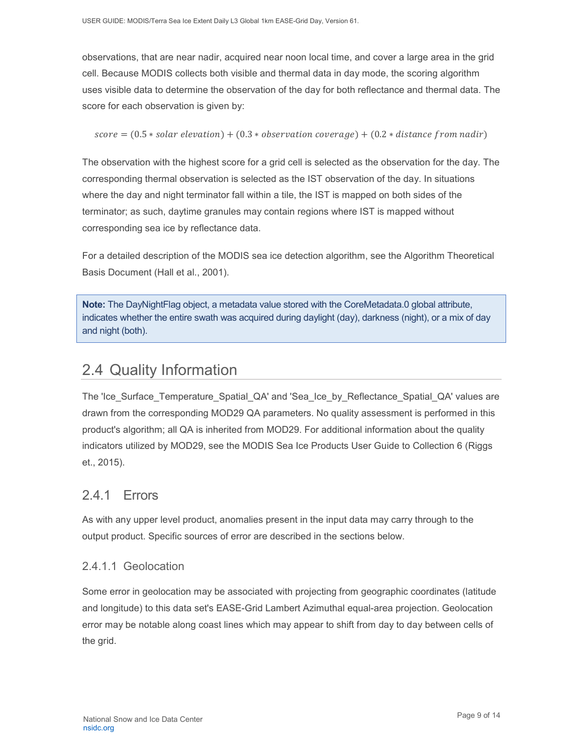observations, that are near nadir, acquired near noon local time, and cover a large area in the grid cell. Because MODIS collects both visible and thermal data in day mode, the scoring algorithm uses visible data to determine the observation of the day for both reflectance and thermal data. The score for each observation is given by:

$$score = (0.5 * solar\ elevation) + (0.3 * observation\ coverage) + (0.2 * distance\ from\ nadir)$$

The observation with the highest score for a grid cell is selected as the observation for the day. The corresponding thermal observation is selected as the IST observation of the day. In situations where the day and night terminator fall within a tile, the IST is mapped on both sides of the terminator; as such, daytime granules may contain regions where IST is mapped without corresponding sea ice by reflectance data.

For a detailed description of the MODIS sea ice detection algorithm, see the Algorithm Theoretical Basis Document (Hall et al., 2001).

**Note:** The DayNightFlag object, a metadata value stored with the CoreMetadata.0 global attribute, indicates whether the entire swath was acquired during daylight (day), darkness (night), or a mix of day and night (both).

## 2.4 Quality Information

The 'Ice_Surface_Temperature_Spatial_QA' and 'Sea_Ice_by_Reflectance_Spatial_QA' values are drawn from the corresponding MOD29 QA parameters. No quality assessment is performed in this product's algorithm; all QA is inherited from MOD29. For additional information about the quality indicators utilized by MOD29, see the MODIS Sea Ice Products User Guide to Collection 6 (Riggs et., 2015).

### 2.4.1 Errors

As with any upper level product, anomalies present in the input data may carry through to the output product. Specific sources of error are described in the sections below.

#### 2.4.1.1 Geolocation

Some error in geolocation may be associated with projecting from geographic coordinates (latitude and longitude) to this data set's EASE-Grid Lambert Azimuthal equal-area projection. Geolocation error may be notable along coast lines which may appear to shift from day to day between cells of the grid.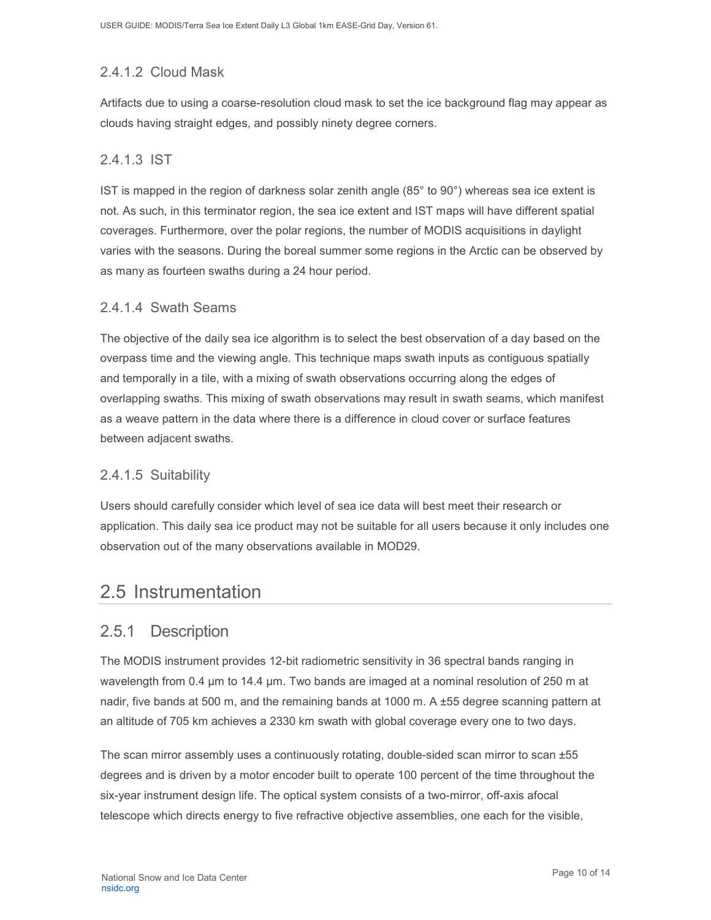#### 2.4.1.2 Cloud Mask

Artifacts due to using a coarse-resolution cloud mask to set the ice background flag may appear as clouds having straight edges, and possibly ninety degree corners.

#### 2.4.1.3 IST

IST is mapped in the region of darkness solar zenith angle (85° to 90°) whereas sea ice extent is not. As such, in this terminator region, the sea ice extent and IST maps will have different spatial coverages. Furthermore, over the polar regions, the number of MODIS acquisitions in daylight varies with the seasons. During the boreal summer some regions in the Arctic can be observed by as many as fourteen swaths during a 24 hour period.

#### 2.4.1.4 Swath Seams

The objective of the daily sea ice algorithm is to select the best observation of a day based on the overpass time and the viewing angle. This technique maps swath inputs as contiguous spatially and temporally in a tile, with a mixing of swath observations occurring along the edges of overlapping swaths. This mixing of swath observations may result in swath seams, which manifest as a weave pattern in the data where there is a difference in cloud cover or surface features between adjacent swaths.

#### 2.4.1.5 Suitability

Users should carefully consider which level of sea ice data will best meet their research or application. This daily sea ice product may not be suitable for all users because it only includes one observation out of the many observations available in MOD29.

## 2.5 Instrumentation

### 2.5.1 Description

The MODIS instrument provides 12-bit radiometric sensitivity in 36 spectral bands ranging in wavelength from 0.4 µm to 14.4 µm. Two bands are imaged at a nominal resolution of 250 m at nadir, five bands at 500 m, and the remaining bands at 1000 m. A ±55 degree scanning pattern at an altitude of 705 km achieves a 2330 km swath with global coverage every one to two days.

The scan mirror assembly uses a continuously rotating, double-sided scan mirror to scan ±55 degrees and is driven by a motor encoder built to operate 100 percent of the time throughout the six-year instrument design life. The optical system consists of a two-mirror, off-axis afocal telescope which directs energy to five refractive objective assemblies, one each for the visible,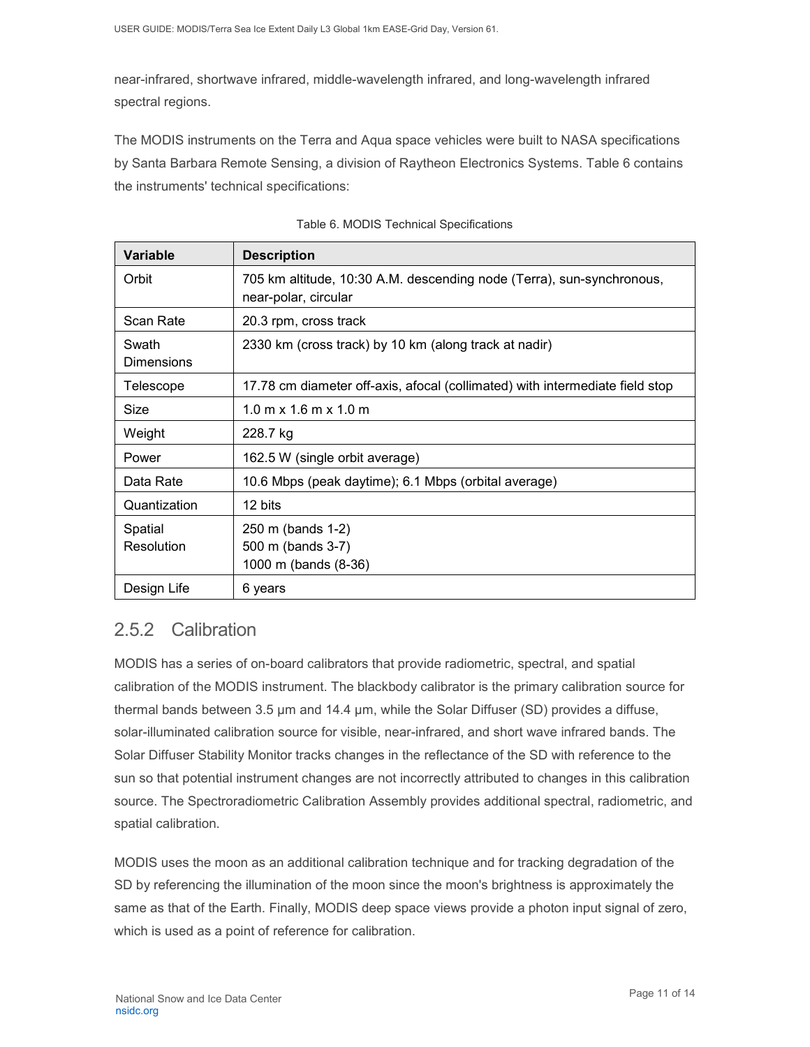near-infrared, shortwave infrared, middle-wavelength infrared, and long-wavelength infrared spectral regions.

The MODIS instruments on the Terra and Aqua space vehicles were built to NASA specifications by Santa Barbara Remote Sensing, a division of Raytheon Electronics Systems. Table 6 contains the instruments' technical specifications:

Table 6. MODIS Technical Specifications

| Variable | Description |
|---|---|
| Orbit | 705 km altitude, 10:30 A.M. descending node (Terra), sun-synchronous, near-polar, circular |
| Scan Rate | 20.3 rpm, cross track |
| Swath Dimensions | 2330 km (cross track) by 10 km (along track at nadir) |
| Telescope | 17.78 cm diameter off-axis, afocal (collimated) with intermediate field stop |
| Size | 1.0 m x 1.6 m x 1.0 m |
| Weight | 228.7 kg |
| Power | 162.5 W (single orbit average) |
| Data Rate | 10.6 Mbps (peak daytime); 6.1 Mbps (orbital average) |
| Quantization | 12 bits |
| Spatial Resolution | 250 m (bands 1-2)<br>500 m (bands 3-7)<br>1000 m (bands (8-36) |
| Design Life | 6 years |

## 2.5.2 Calibration

MODIS has a series of on-board calibrators that provide radiometric, spectral, and spatial calibration of the MODIS instrument. The blackbody calibrator is the primary calibration source for thermal bands between 3.5 μm and 14.4 μm, while the Solar Diffuser (SD) provides a diffuse, solar-illuminated calibration source for visible, near-infrared, and short wave infrared bands. The Solar Diffuser Stability Monitor tracks changes in the reflectance of the SD with reference to the sun so that potential instrument changes are not incorrectly attributed to changes in this calibration source. The Spectroradiometric Calibration Assembly provides additional spectral, radiometric, and spatial calibration.

MODIS uses the moon as an additional calibration technique and for tracking degradation of the SD by referencing the illumination of the moon since the moon's brightness is approximately the same as that of the Earth. Finally, MODIS deep space views provide a photon input signal of zero, which is used as a point of reference for calibration.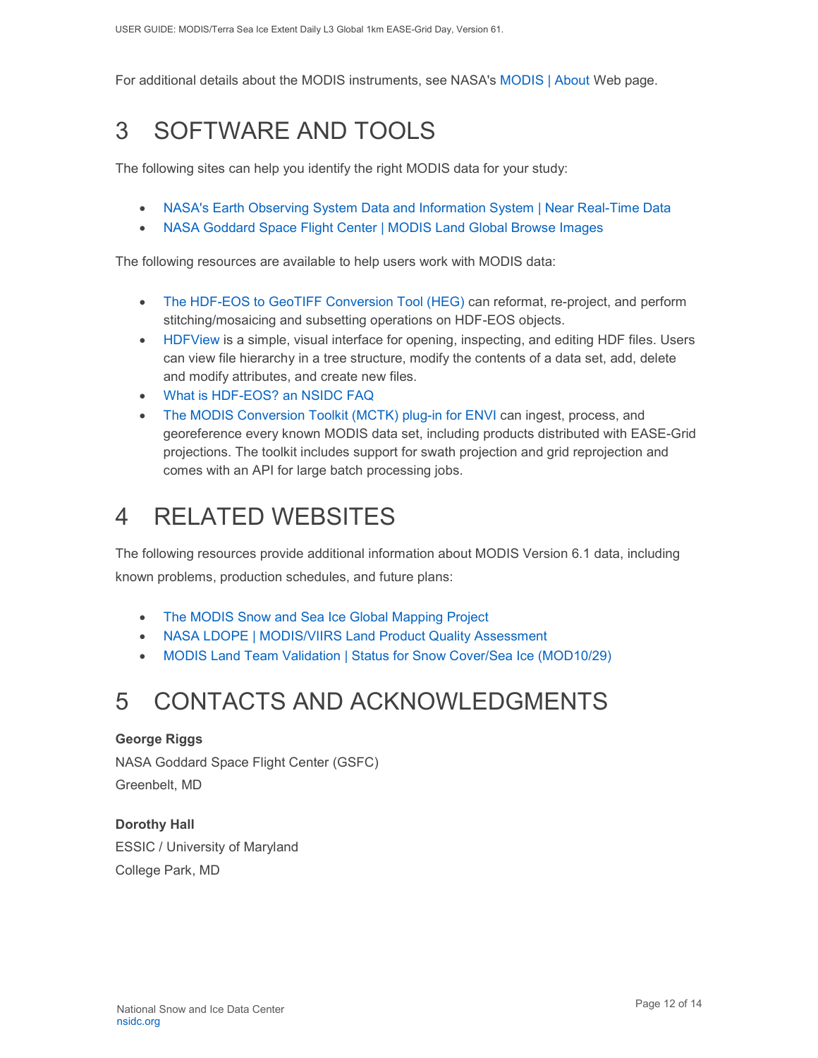For additional details about the MODIS instruments, see NASA's MODIS | About Web page.

# 3 SOFTWARE AND TOOLS

The following sites can help you identify the right MODIS data for your study:

- NASA's Earth Observing System Data and Information System | Near Real-Time Data
- NASA Goddard Space Flight Center | MODIS Land Global Browse Images

The following resources are available to help users work with MODIS data:

- The HDF-EOS to GeoTIFF Conversion Tool (HEG) can reformat, re-project, and perform stitching/mosaicing and subsetting operations on HDF-EOS objects.
- HDFView is a simple, visual interface for opening, inspecting, and editing HDF files. Users can view file hierarchy in a tree structure, modify the contents of a data set, add, delete and modify attributes, and create new files.
- What is HDF-EOS? an NSIDC FAQ
- The MODIS Conversion Toolkit (MCTK) plug-in for ENVI can ingest, process, and georeference every known MODIS data set, including products distributed with EASE-Grid projections. The toolkit includes support for swath projection and grid reprojection and comes with an API for large batch processing jobs.

# 4 RELATED WEBSITES

The following resources provide additional information about MODIS Version 6.1 data, including known problems, production schedules, and future plans:

- The MODIS Snow and Sea Ice Global Mapping Project
- NASA LDOPE | MODIS/VIIRS Land Product Quality Assessment
- MODIS Land Team Validation | Status for Snow Cover/Sea Ice (MOD10/29)

# 5 CONTACTS AND ACKNOWLEDGMENTS

**George Riggs**
NASA Goddard Space Flight Center (GSFC)
Greenbelt, MD

**Dorothy Hall**
ESSIC / University of Maryland
College Park, MD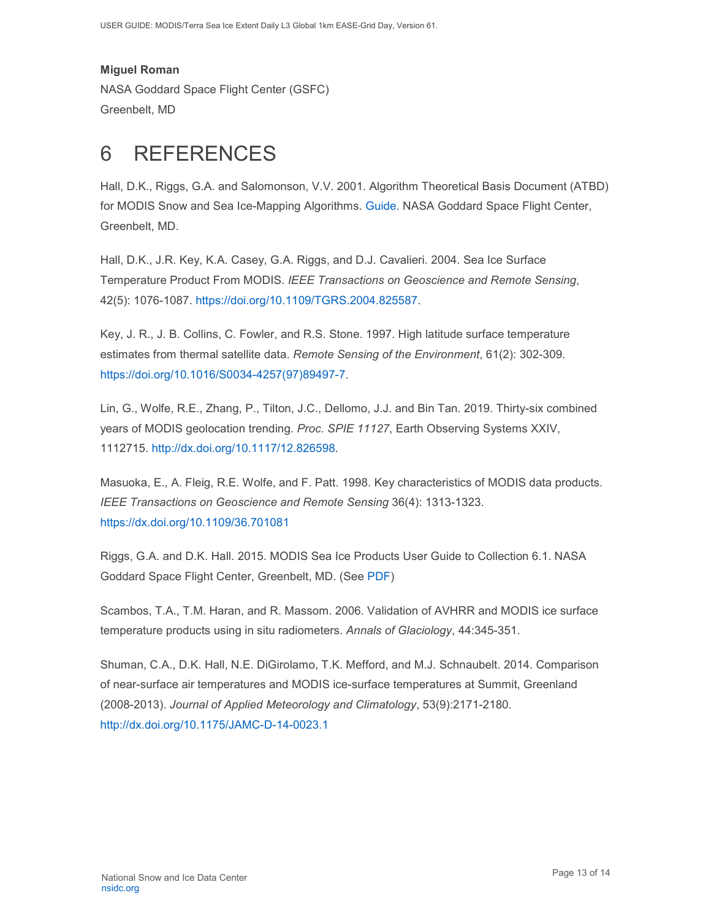**Miguel Roman**

NASA Goddard Space Flight Center (GSFC)

Greenbelt, MD

# 6 REFERENCES

Hall, D.K., Riggs, G.A. and Salomonson, V.V. 2001. Algorithm Theoretical Basis Document (ATBD) for MODIS Snow and Sea Ice-Mapping Algorithms. Guide. NASA Goddard Space Flight Center, Greenbelt, MD.

Hall, D.K., J.R. Key, K.A. Casey, G.A. Riggs, and D.J. Cavalieri. 2004. Sea Ice Surface Temperature Product From MODIS. *IEEE Transactions on Geoscience and Remote Sensing*, 42(5): 1076-1087. https://doi.org/10.1109/TGRS.2004.825587.

Key, J. R., J. B. Collins, C. Fowler, and R.S. Stone. 1997. High latitude surface temperature estimates from thermal satellite data. *Remote Sensing of the Environment*, 61(2): 302-309. https://doi.org/10.1016/S0034-4257(97)89497-7.

Lin, G., Wolfe, R.E., Zhang, P., Tilton, J.C., Dellomo, J.J. and Bin Tan. 2019. Thirty-six combined years of MODIS geolocation trending. *Proc. SPIE 11127*, Earth Observing Systems XXIV, 1112715. http://dx.doi.org/10.1117/12.826598.

Masuoka, E., A. Fleig, R.E. Wolfe, and F. Patt. 1998. Key characteristics of MODIS data products. *IEEE Transactions on Geoscience and Remote Sensing* 36(4): 1313-1323. https://dx.doi.org/10.1109/36.701081

Riggs, G.A. and D.K. Hall. 2015. MODIS Sea Ice Products User Guide to Collection 6.1. NASA Goddard Space Flight Center, Greenbelt, MD. (See PDF)

Scambos, T.A., T.M. Haran, and R. Massom. 2006. Validation of AVHRR and MODIS ice surface temperature products using in situ radiometers. *Annals of Glaciology*, 44:345-351.

Shuman, C.A., D.K. Hall, N.E. DiGirolamo, T.K. Mefford, and M.J. Schnaubelt. 2014. Comparison of near-surface air temperatures and MODIS ice-surface temperatures at Summit, Greenland (2008-2013). *Journal of Applied Meteorology and Climatology*, 53(9):2171-2180. http://dx.doi.org/10.1175/JAMC-D-14-0023.1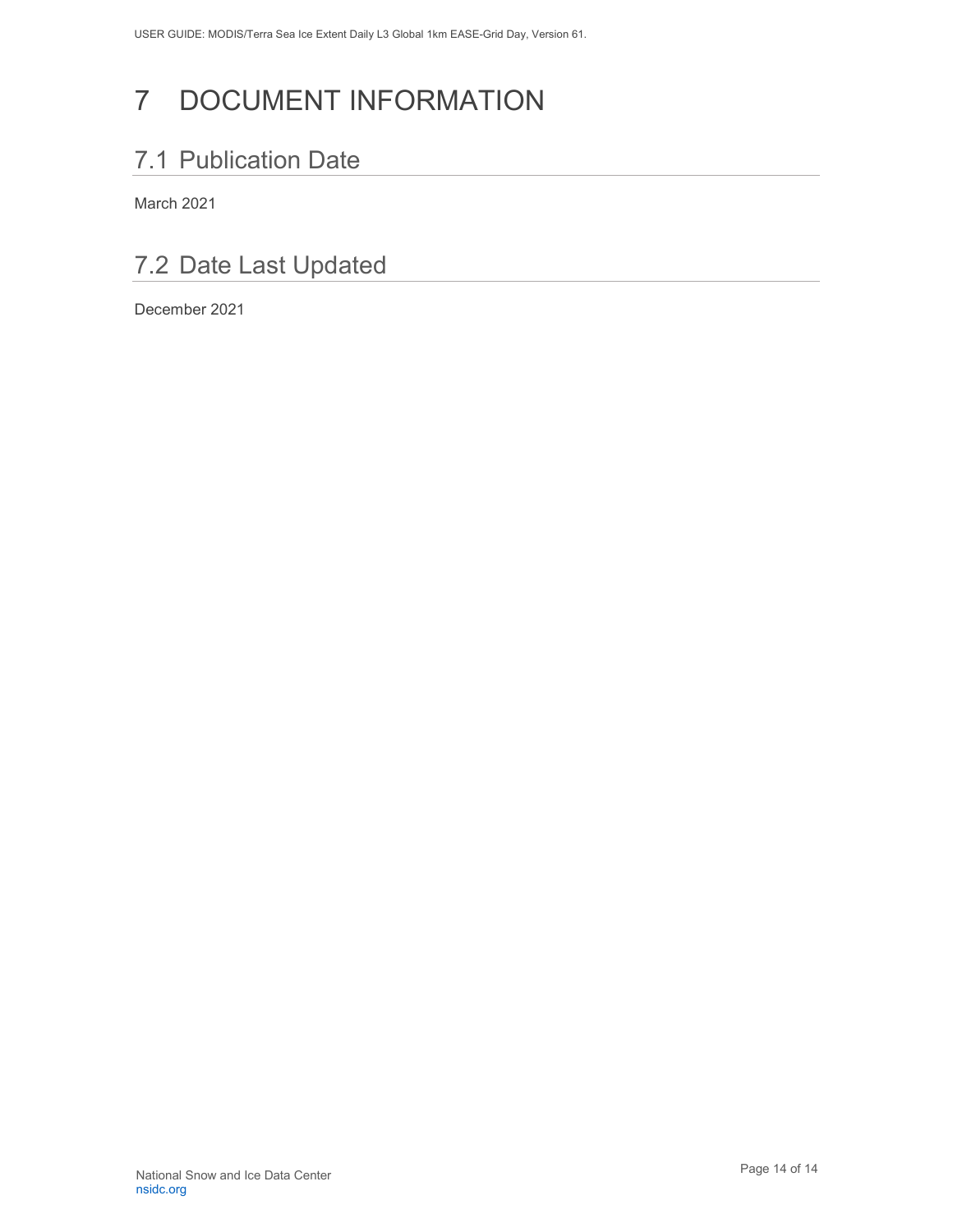# 7 DOCUMENT INFORMATION

## 7.1 Publication Date

March 2021

## 7.2 Date Last Updated

December 2021